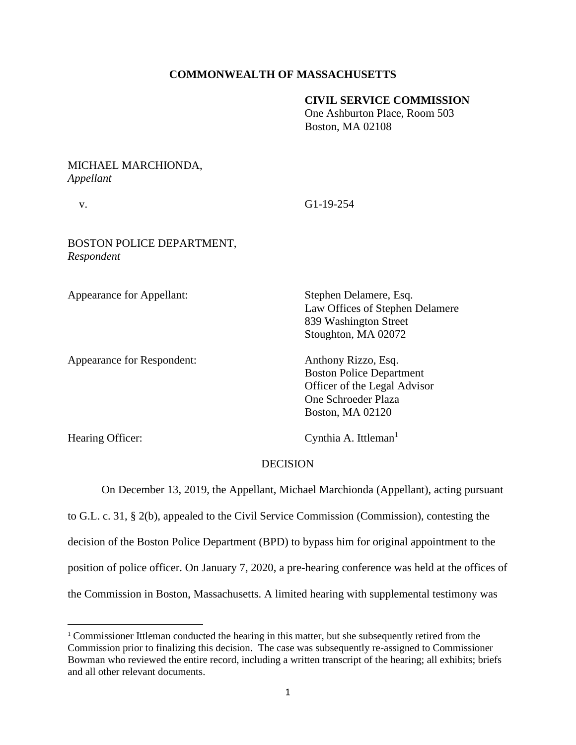**COMMONWEALTH OF MASSACHUSETTS**

**CIVIL SERVICE COMMISSION**
One Ashburton Place, Room 503
Boston, MA 02108

MICHAEL MARCHIONDA,
*Appellant*

v. G1-19-254

BOSTON POLICE DEPARTMENT,
*Respondent*

Appearance for Appellant: Stephen Delamere, Esq.
Law Offices of Stephen Delamere
839 Washington Street
Stoughton, MA 02072

Appearance for Respondent: Anthony Rizzo, Esq.
Boston Police Department
Officer of the Legal Advisor
One Schroeder Plaza
Boston, MA 02120

Hearing Officer: Cynthia A. Ittleman[1]

DECISION

On December 13, 2019, the Appellant, Michael Marchionda (Appellant), acting pursuant to G.L. c. 31, § 2(b), appealed to the Civil Service Commission (Commission), contesting the decision of the Boston Police Department (BPD) to bypass him for original appointment to the position of police officer. On January 7, 2020, a pre-hearing conference was held at the offices of the Commission in Boston, Massachusetts. A limited hearing with supplemental testimony was

[1] Commissioner Ittleman conducted the hearing in this matter, but she subsequently retired from the Commission prior to finalizing this decision. The case was subsequently re-assigned to Commissioner Bowman who reviewed the entire record, including a written transcript of the hearing; all exhibits; briefs and all other relevant documents.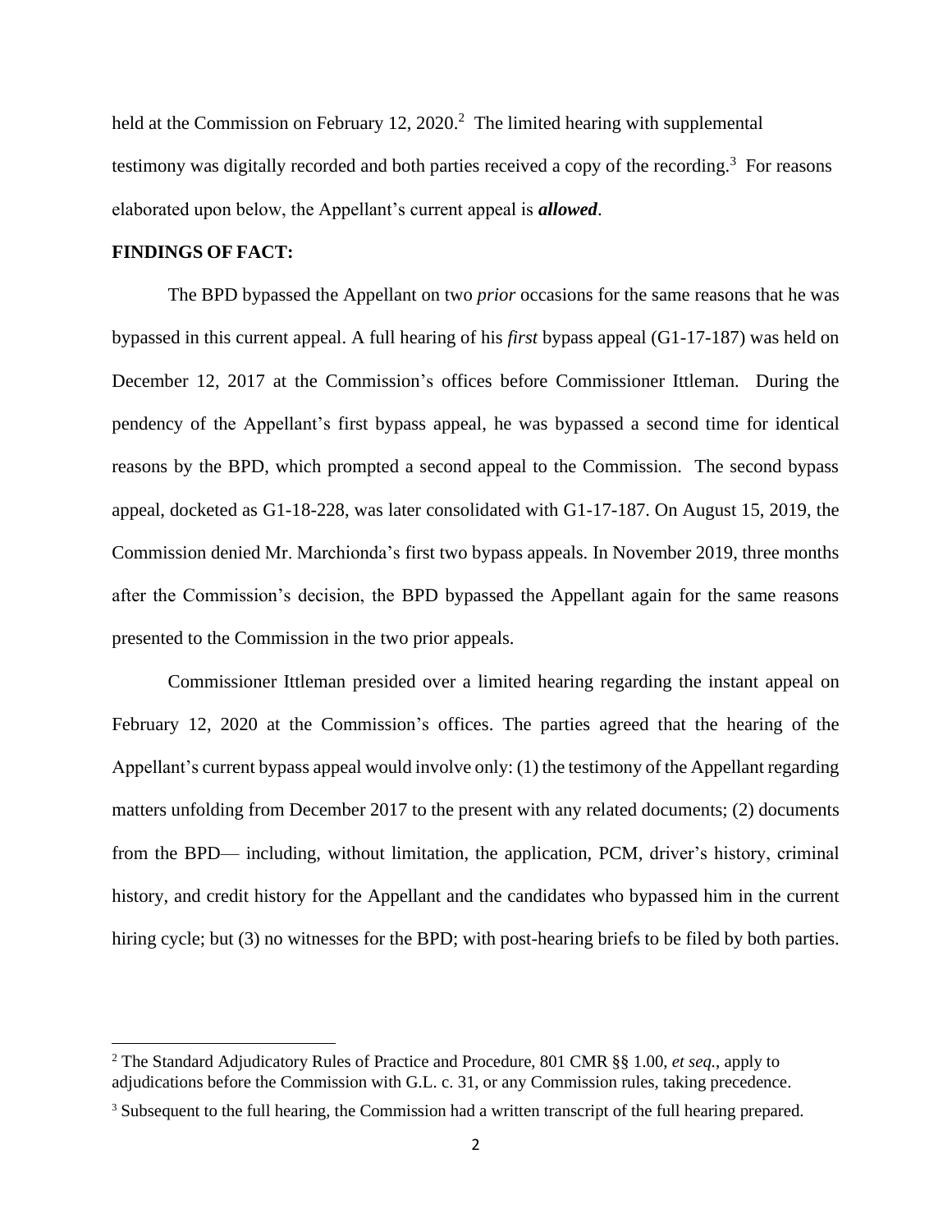held at the Commission on February 12, 2020.[2] The limited hearing with supplemental testimony was digitally recorded and both parties received a copy of the recording.[3] For reasons elaborated upon below, the Appellant's current appeal is ***allowed***.

**FINDINGS OF FACT:**

The BPD bypassed the Appellant on two *prior* occasions for the same reasons that he was bypassed in this current appeal. A full hearing of his *first* bypass appeal (G1-17-187) was held on December 12, 2017 at the Commission's offices before Commissioner Ittleman. During the pendency of the Appellant's first bypass appeal, he was bypassed a second time for identical reasons by the BPD, which prompted a second appeal to the Commission. The second bypass appeal, docketed as G1-18-228, was later consolidated with G1-17-187. On August 15, 2019, the Commission denied Mr. Marchionda's first two bypass appeals. In November 2019, three months after the Commission's decision, the BPD bypassed the Appellant again for the same reasons presented to the Commission in the two prior appeals.

Commissioner Ittleman presided over a limited hearing regarding the instant appeal on February 12, 2020 at the Commission's offices. The parties agreed that the hearing of the Appellant's current bypass appeal would involve only: (1) the testimony of the Appellant regarding matters unfolding from December 2017 to the present with any related documents; (2) documents from the BPD— including, without limitation, the application, PCM, driver's history, criminal history, and credit history for the Appellant and the candidates who bypassed him in the current hiring cycle; but (3) no witnesses for the BPD; with post-hearing briefs to be filed by both parties.

[2] The Standard Adjudicatory Rules of Practice and Procedure, 801 CMR §§ 1.00, *et seq.*, apply to adjudications before the Commission with G.L. c. 31, or any Commission rules, taking precedence.

[3] Subsequent to the full hearing, the Commission had a written transcript of the full hearing prepared.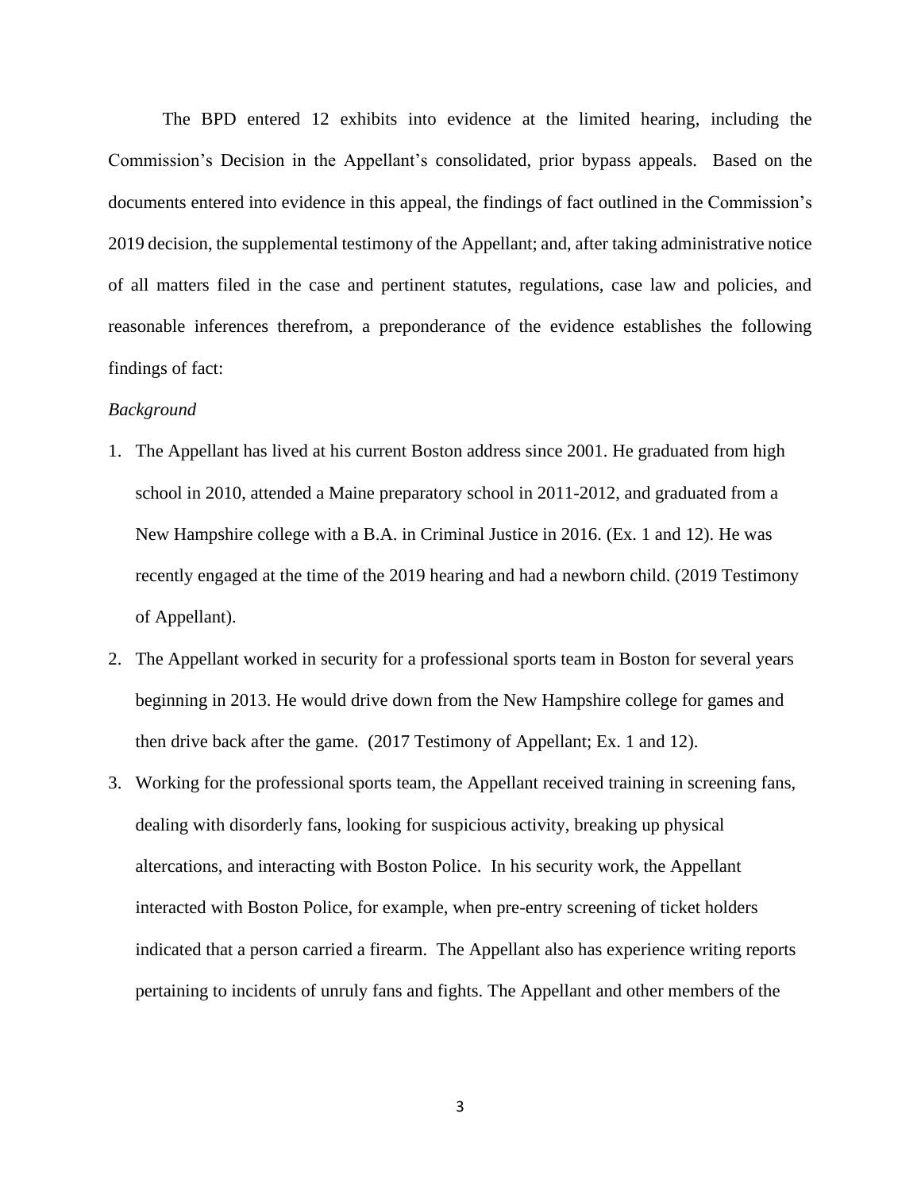The BPD entered 12 exhibits into evidence at the limited hearing, including the Commission's Decision in the Appellant's consolidated, prior bypass appeals. Based on the documents entered into evidence in this appeal, the findings of fact outlined in the Commission's 2019 decision, the supplemental testimony of the Appellant; and, after taking administrative notice of all matters filed in the case and pertinent statutes, regulations, case law and policies, and reasonable inferences therefrom, a preponderance of the evidence establishes the following findings of fact:

*Background*

1. The Appellant has lived at his current Boston address since 2001. He graduated from high school in 2010, attended a Maine preparatory school in 2011-2012, and graduated from a New Hampshire college with a B.A. in Criminal Justice in 2016. (Ex. 1 and 12). He was recently engaged at the time of the 2019 hearing and had a newborn child. (2019 Testimony of Appellant).
2. The Appellant worked in security for a professional sports team in Boston for several years beginning in 2013. He would drive down from the New Hampshire college for games and then drive back after the game. (2017 Testimony of Appellant; Ex. 1 and 12).
3. Working for the professional sports team, the Appellant received training in screening fans, dealing with disorderly fans, looking for suspicious activity, breaking up physical altercations, and interacting with Boston Police. In his security work, the Appellant interacted with Boston Police, for example, when pre-entry screening of ticket holders indicated that a person carried a firearm. The Appellant also has experience writing reports pertaining to incidents of unruly fans and fights. The Appellant and other members of the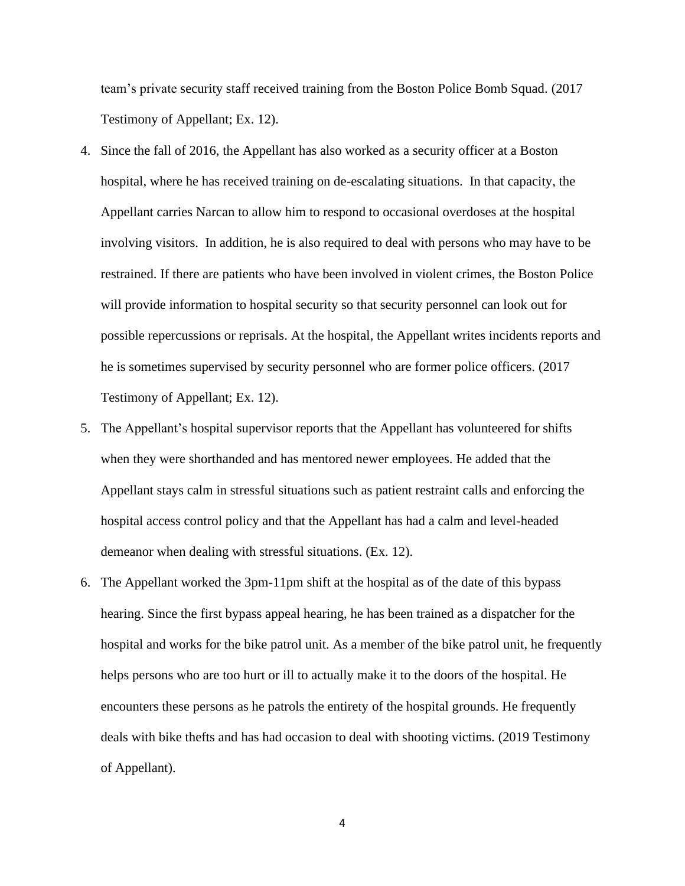team's private security staff received training from the Boston Police Bomb Squad. (2017 Testimony of Appellant; Ex. 12).

4. Since the fall of 2016, the Appellant has also worked as a security officer at a Boston hospital, where he has received training on de-escalating situations. In that capacity, the Appellant carries Narcan to allow him to respond to occasional overdoses at the hospital involving visitors. In addition, he is also required to deal with persons who may have to be restrained. If there are patients who have been involved in violent crimes, the Boston Police will provide information to hospital security so that security personnel can look out for possible repercussions or reprisals. At the hospital, the Appellant writes incidents reports and he is sometimes supervised by security personnel who are former police officers. (2017 Testimony of Appellant; Ex. 12).

5. The Appellant's hospital supervisor reports that the Appellant has volunteered for shifts when they were shorthanded and has mentored newer employees. He added that the Appellant stays calm in stressful situations such as patient restraint calls and enforcing the hospital access control policy and that the Appellant has had a calm and level-headed demeanor when dealing with stressful situations. (Ex. 12).

6. The Appellant worked the 3pm-11pm shift at the hospital as of the date of this bypass hearing. Since the first bypass appeal hearing, he has been trained as a dispatcher for the hospital and works for the bike patrol unit. As a member of the bike patrol unit, he frequently helps persons who are too hurt or ill to actually make it to the doors of the hospital. He encounters these persons as he patrols the entirety of the hospital grounds. He frequently deals with bike thefts and has had occasion to deal with shooting victims. (2019 Testimony of Appellant).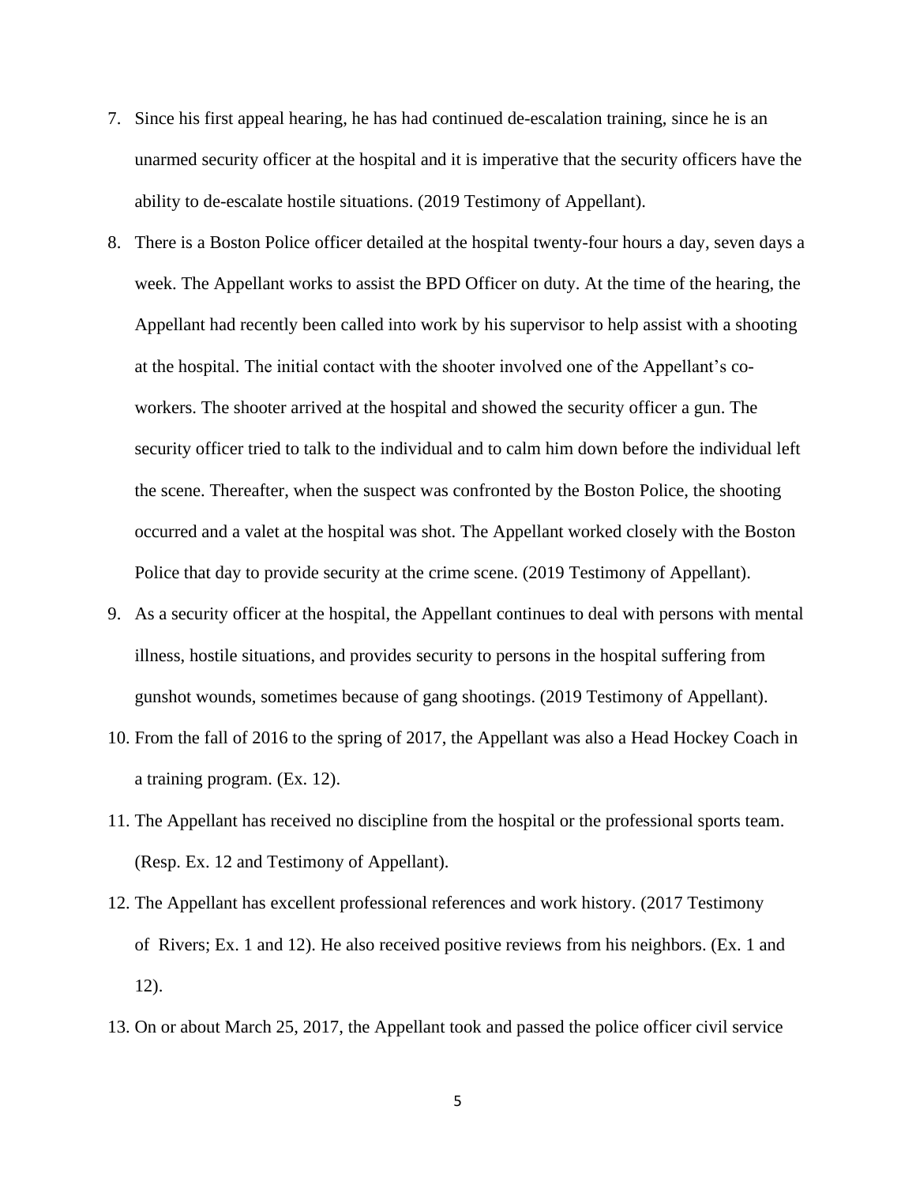7. Since his first appeal hearing, he has had continued de-escalation training, since he is an unarmed security officer at the hospital and it is imperative that the security officers have the ability to de-escalate hostile situations. (2019 Testimony of Appellant).
8. There is a Boston Police officer detailed at the hospital twenty-four hours a day, seven days a week. The Appellant works to assist the BPD Officer on duty. At the time of the hearing, the Appellant had recently been called into work by his supervisor to help assist with a shooting at the hospital. The initial contact with the shooter involved one of the Appellant's co-workers. The shooter arrived at the hospital and showed the security officer a gun. The security officer tried to talk to the individual and to calm him down before the individual left the scene. Thereafter, when the suspect was confronted by the Boston Police, the shooting occurred and a valet at the hospital was shot. The Appellant worked closely with the Boston Police that day to provide security at the crime scene. (2019 Testimony of Appellant).
9. As a security officer at the hospital, the Appellant continues to deal with persons with mental illness, hostile situations, and provides security to persons in the hospital suffering from gunshot wounds, sometimes because of gang shootings. (2019 Testimony of Appellant).
10. From the fall of 2016 to the spring of 2017, the Appellant was also a Head Hockey Coach in a training program. (Ex. 12).
11. The Appellant has received no discipline from the hospital or the professional sports team. (Resp. Ex. 12 and Testimony of Appellant).
12. The Appellant has excellent professional references and work history. (2017 Testimony of Rivers; Ex. 1 and 12). He also received positive reviews from his neighbors. (Ex. 1 and 12).
13. On or about March 25, 2017, the Appellant took and passed the police officer civil service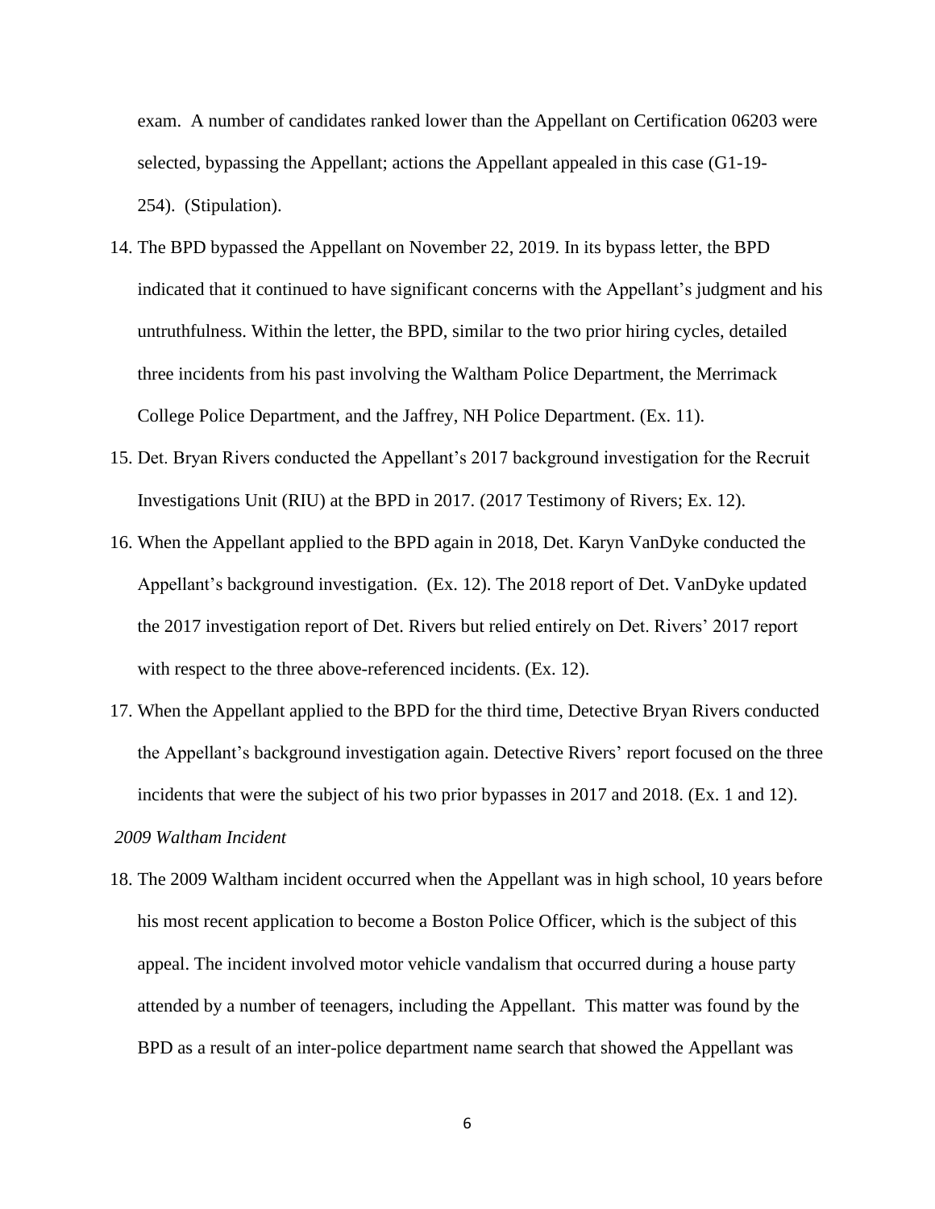exam. A number of candidates ranked lower than the Appellant on Certification 06203 were selected, bypassing the Appellant; actions the Appellant appealed in this case (G1-19-254). (Stipulation).

14. The BPD bypassed the Appellant on November 22, 2019. In its bypass letter, the BPD indicated that it continued to have significant concerns with the Appellant's judgment and his untruthfulness. Within the letter, the BPD, similar to the two prior hiring cycles, detailed three incidents from his past involving the Waltham Police Department, the Merrimack College Police Department, and the Jaffrey, NH Police Department. (Ex. 11).

15. Det. Bryan Rivers conducted the Appellant's 2017 background investigation for the Recruit Investigations Unit (RIU) at the BPD in 2017. (2017 Testimony of Rivers; Ex. 12).

16. When the Appellant applied to the BPD again in 2018, Det. Karyn VanDyke conducted the Appellant's background investigation. (Ex. 12). The 2018 report of Det. VanDyke updated the 2017 investigation report of Det. Rivers but relied entirely on Det. Rivers' 2017 report with respect to the three above-referenced incidents. (Ex. 12).

17. When the Appellant applied to the BPD for the third time, Detective Bryan Rivers conducted the Appellant's background investigation again. Detective Rivers' report focused on the three incidents that were the subject of his two prior bypasses in 2017 and 2018. (Ex. 1 and 12).

*2009 Waltham Incident*

18. The 2009 Waltham incident occurred when the Appellant was in high school, 10 years before his most recent application to become a Boston Police Officer, which is the subject of this appeal. The incident involved motor vehicle vandalism that occurred during a house party attended by a number of teenagers, including the Appellant. This matter was found by the BPD as a result of an inter-police department name search that showed the Appellant was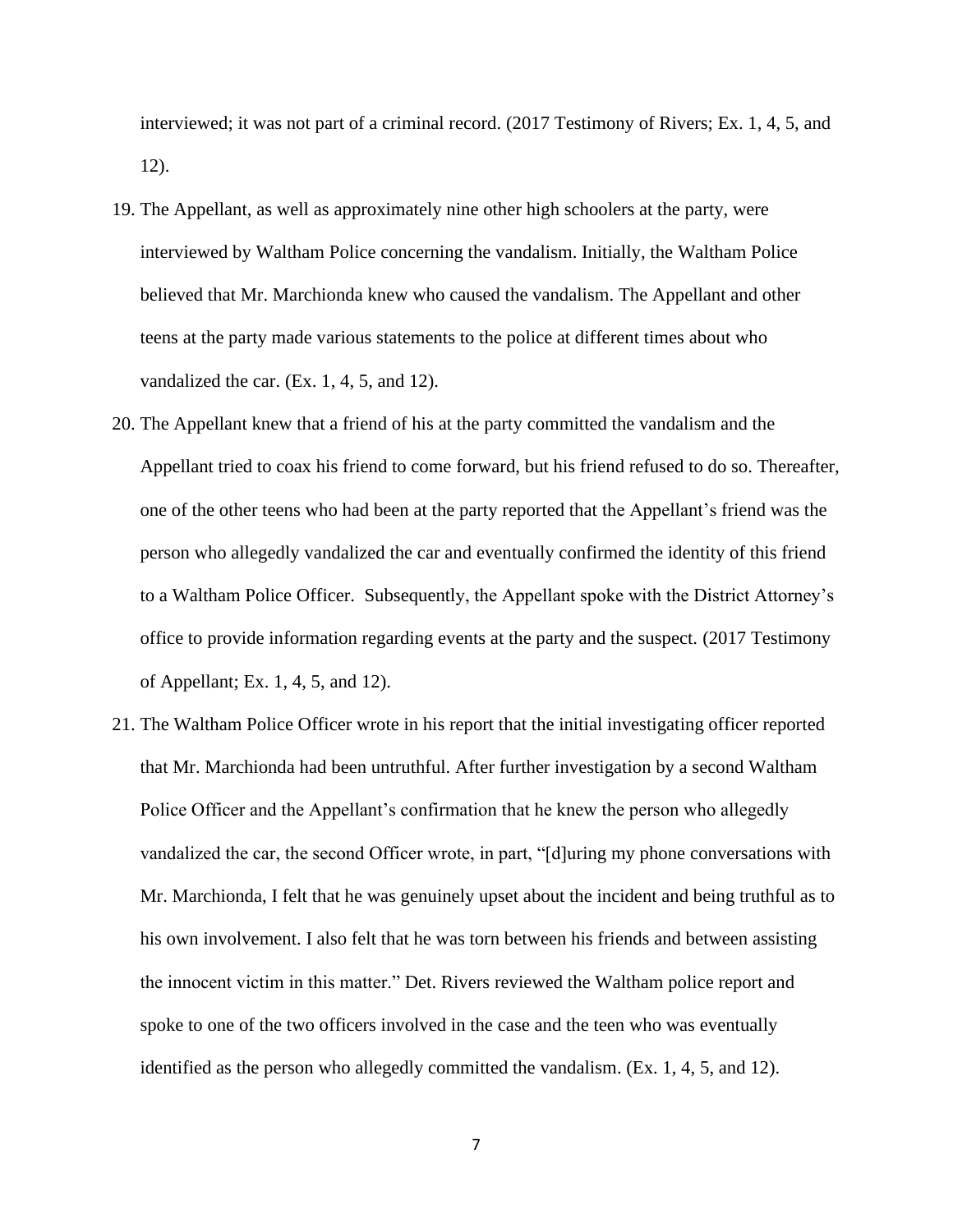interviewed; it was not part of a criminal record. (2017 Testimony of Rivers; Ex. 1, 4, 5, and 12).

19. The Appellant, as well as approximately nine other high schoolers at the party, were interviewed by Waltham Police concerning the vandalism. Initially, the Waltham Police believed that Mr. Marchionda knew who caused the vandalism. The Appellant and other teens at the party made various statements to the police at different times about who vandalized the car. (Ex. 1, 4, 5, and 12).

20. The Appellant knew that a friend of his at the party committed the vandalism and the Appellant tried to coax his friend to come forward, but his friend refused to do so. Thereafter, one of the other teens who had been at the party reported that the Appellant's friend was the person who allegedly vandalized the car and eventually confirmed the identity of this friend to a Waltham Police Officer. Subsequently, the Appellant spoke with the District Attorney's office to provide information regarding events at the party and the suspect. (2017 Testimony of Appellant; Ex. 1, 4, 5, and 12).

21. The Waltham Police Officer wrote in his report that the initial investigating officer reported that Mr. Marchionda had been untruthful. After further investigation by a second Waltham Police Officer and the Appellant's confirmation that he knew the person who allegedly vandalized the car, the second Officer wrote, in part, "[d]uring my phone conversations with Mr. Marchionda, I felt that he was genuinely upset about the incident and being truthful as to his own involvement. I also felt that he was torn between his friends and between assisting the innocent victim in this matter." Det. Rivers reviewed the Waltham police report and spoke to one of the two officers involved in the case and the teen who was eventually identified as the person who allegedly committed the vandalism. (Ex. 1, 4, 5, and 12).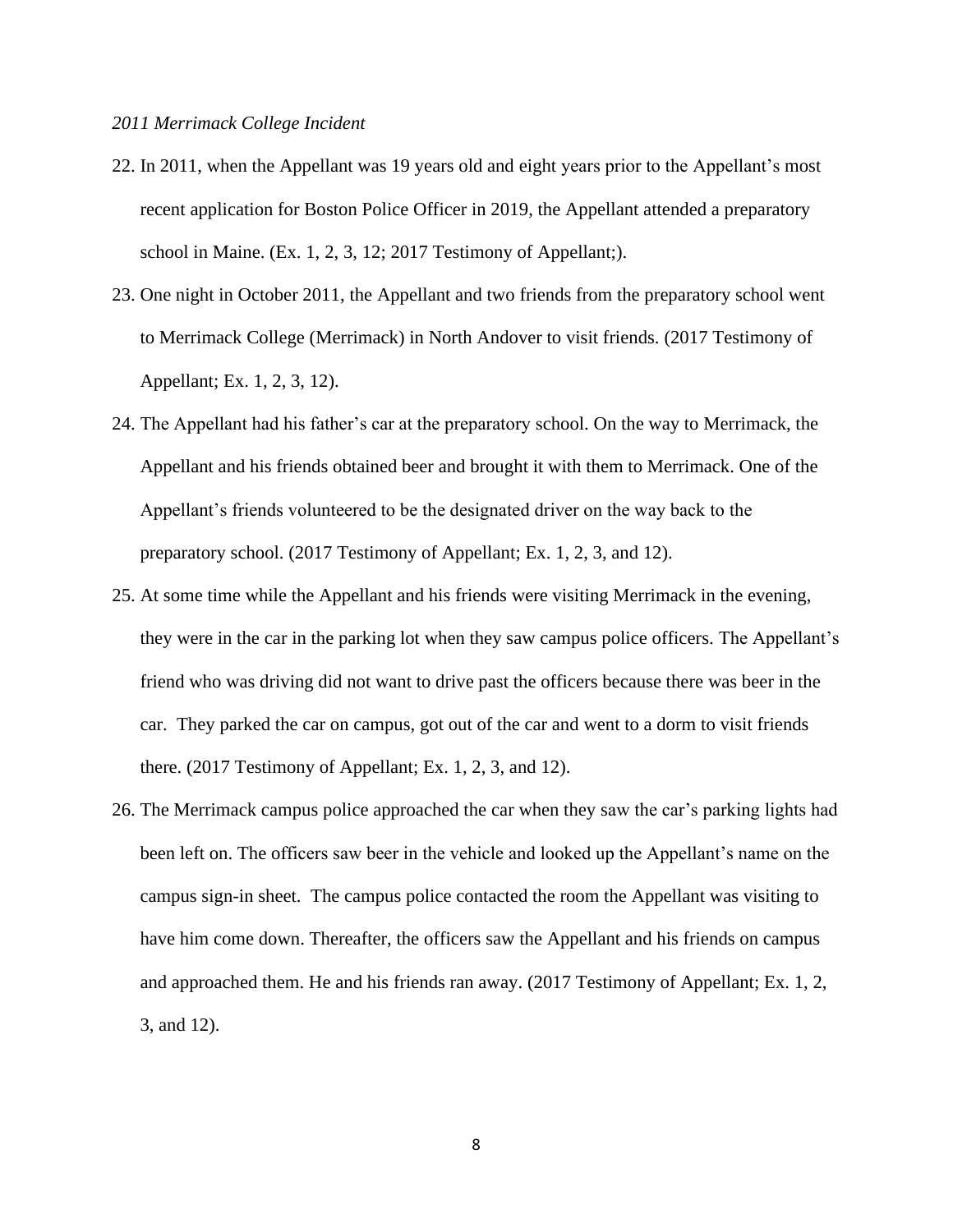*2011 Merrimack College Incident*

22. In 2011, when the Appellant was 19 years old and eight years prior to the Appellant's most recent application for Boston Police Officer in 2019, the Appellant attended a preparatory school in Maine. (Ex. 1, 2, 3, 12; 2017 Testimony of Appellant;).

23. One night in October 2011, the Appellant and two friends from the preparatory school went to Merrimack College (Merrimack) in North Andover to visit friends. (2017 Testimony of Appellant; Ex. 1, 2, 3, 12).

24. The Appellant had his father's car at the preparatory school. On the way to Merrimack, the Appellant and his friends obtained beer and brought it with them to Merrimack. One of the Appellant's friends volunteered to be the designated driver on the way back to the preparatory school. (2017 Testimony of Appellant; Ex. 1, 2, 3, and 12).

25. At some time while the Appellant and his friends were visiting Merrimack in the evening, they were in the car in the parking lot when they saw campus police officers. The Appellant's friend who was driving did not want to drive past the officers because there was beer in the car. They parked the car on campus, got out of the car and went to a dorm to visit friends there. (2017 Testimony of Appellant; Ex. 1, 2, 3, and 12).

26. The Merrimack campus police approached the car when they saw the car's parking lights had been left on. The officers saw beer in the vehicle and looked up the Appellant's name on the campus sign-in sheet. The campus police contacted the room the Appellant was visiting to have him come down. Thereafter, the officers saw the Appellant and his friends on campus and approached them. He and his friends ran away. (2017 Testimony of Appellant; Ex. 1, 2, 3, and 12).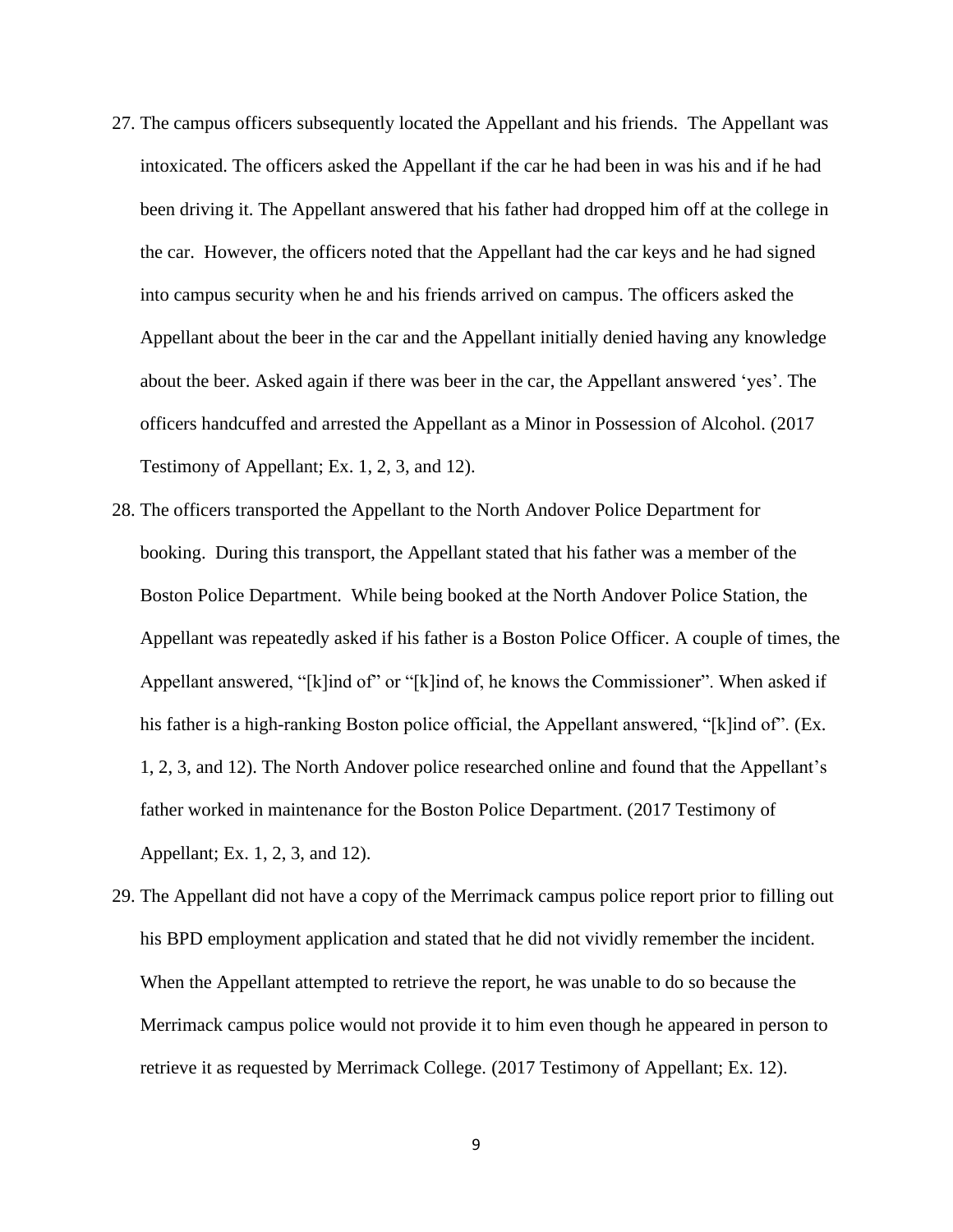27. The campus officers subsequently located the Appellant and his friends. The Appellant was intoxicated. The officers asked the Appellant if the car he had been in was his and if he had been driving it. The Appellant answered that his father had dropped him off at the college in the car. However, the officers noted that the Appellant had the car keys and he had signed into campus security when he and his friends arrived on campus. The officers asked the Appellant about the beer in the car and the Appellant initially denied having any knowledge about the beer. Asked again if there was beer in the car, the Appellant answered 'yes'. The officers handcuffed and arrested the Appellant as a Minor in Possession of Alcohol. (2017 Testimony of Appellant; Ex. 1, 2, 3, and 12).
28. The officers transported the Appellant to the North Andover Police Department for booking. During this transport, the Appellant stated that his father was a member of the Boston Police Department. While being booked at the North Andover Police Station, the Appellant was repeatedly asked if his father is a Boston Police Officer. A couple of times, the Appellant answered, "[k]ind of" or "[k]ind of, he knows the Commissioner". When asked if his father is a high-ranking Boston police official, the Appellant answered, "[k]ind of". (Ex. 1, 2, 3, and 12). The North Andover police researched online and found that the Appellant's father worked in maintenance for the Boston Police Department. (2017 Testimony of Appellant; Ex. 1, 2, 3, and 12).
29. The Appellant did not have a copy of the Merrimack campus police report prior to filling out his BPD employment application and stated that he did not vividly remember the incident. When the Appellant attempted to retrieve the report, he was unable to do so because the Merrimack campus police would not provide it to him even though he appeared in person to retrieve it as requested by Merrimack College. (2017 Testimony of Appellant; Ex. 12).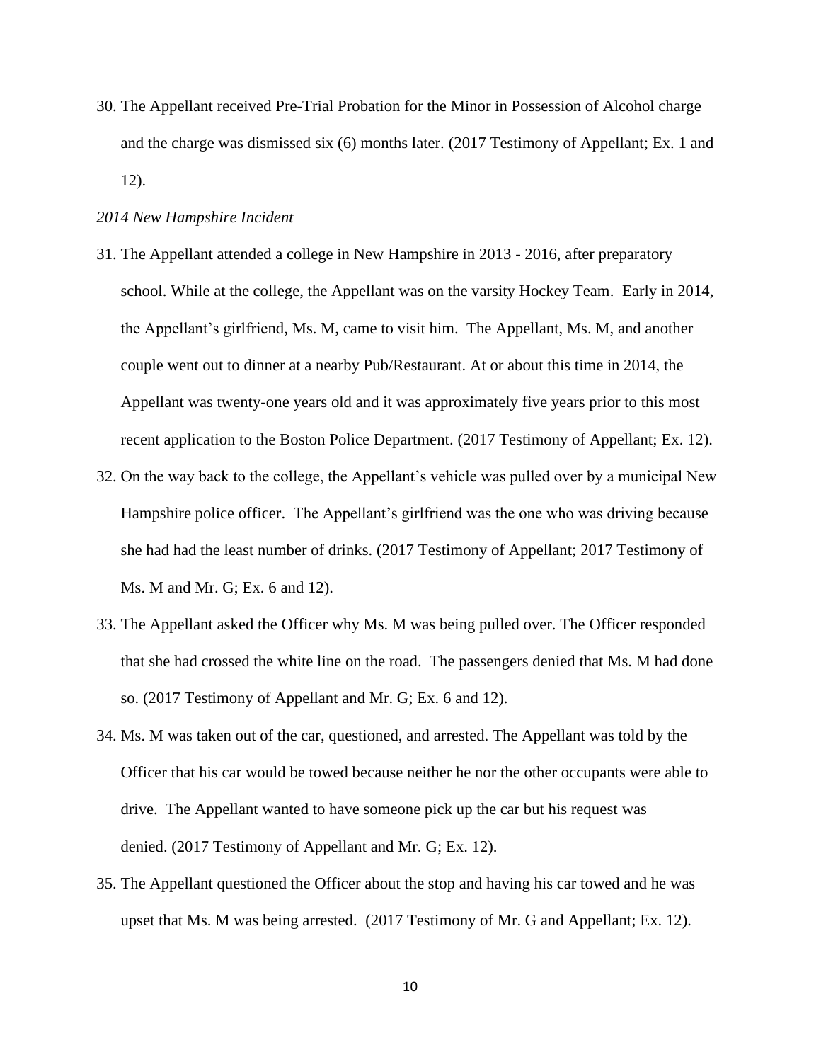30. The Appellant received Pre-Trial Probation for the Minor in Possession of Alcohol charge and the charge was dismissed six (6) months later. (2017 Testimony of Appellant; Ex. 1 and 12).

*2014 New Hampshire Incident*

31. The Appellant attended a college in New Hampshire in 2013 - 2016, after preparatory school. While at the college, the Appellant was on the varsity Hockey Team. Early in 2014, the Appellant's girlfriend, Ms. M, came to visit him. The Appellant, Ms. M, and another couple went out to dinner at a nearby Pub/Restaurant. At or about this time in 2014, the Appellant was twenty-one years old and it was approximately five years prior to this most recent application to the Boston Police Department. (2017 Testimony of Appellant; Ex. 12).

32. On the way back to the college, the Appellant's vehicle was pulled over by a municipal New Hampshire police officer. The Appellant's girlfriend was the one who was driving because she had had the least number of drinks. (2017 Testimony of Appellant; 2017 Testimony of Ms. M and Mr. G; Ex. 6 and 12).

33. The Appellant asked the Officer why Ms. M was being pulled over. The Officer responded that she had crossed the white line on the road. The passengers denied that Ms. M had done so. (2017 Testimony of Appellant and Mr. G; Ex. 6 and 12).

34. Ms. M was taken out of the car, questioned, and arrested. The Appellant was told by the Officer that his car would be towed because neither he nor the other occupants were able to drive. The Appellant wanted to have someone pick up the car but his request was denied. (2017 Testimony of Appellant and Mr. G; Ex. 12).

35. The Appellant questioned the Officer about the stop and having his car towed and he was upset that Ms. M was being arrested. (2017 Testimony of Mr. G and Appellant; Ex. 12).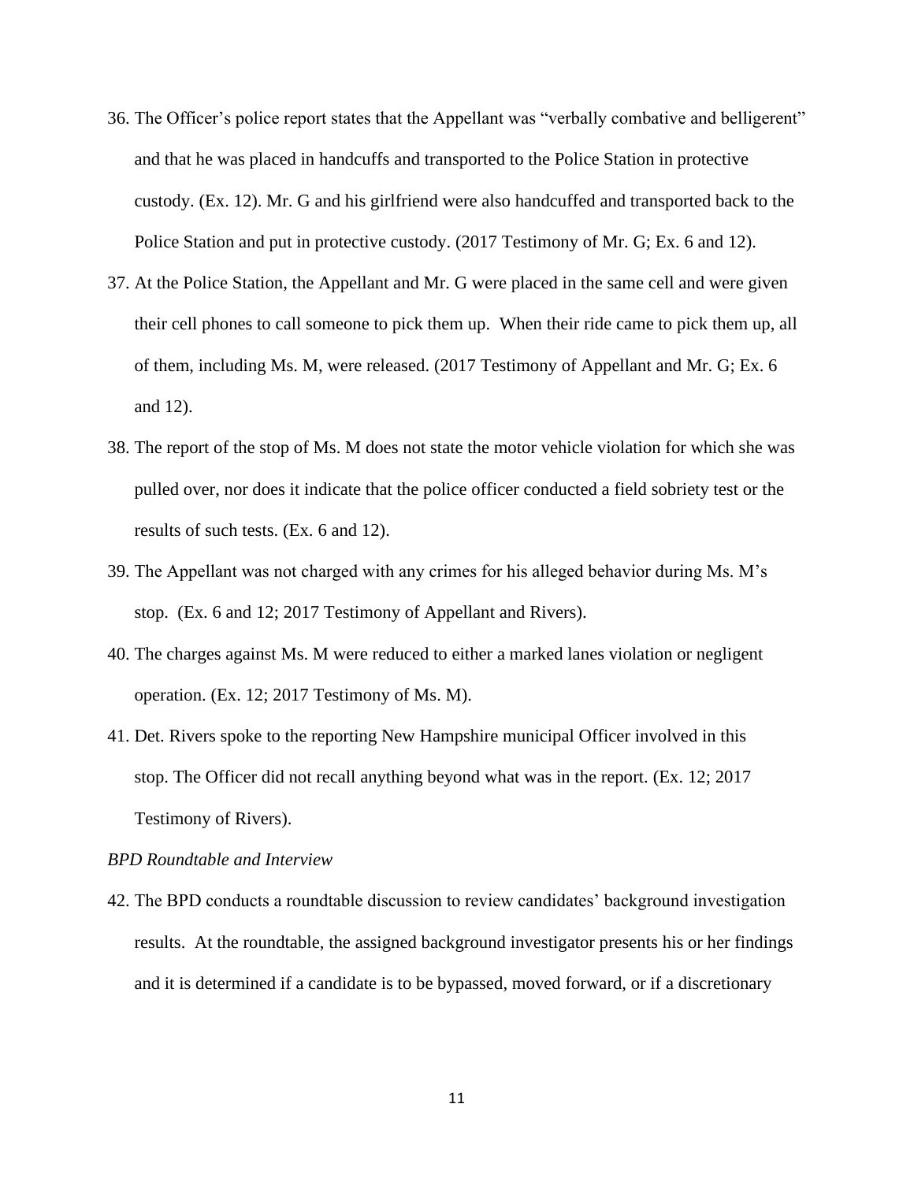36. The Officer's police report states that the Appellant was "verbally combative and belligerent" and that he was placed in handcuffs and transported to the Police Station in protective custody. (Ex. 12). Mr. G and his girlfriend were also handcuffed and transported back to the Police Station and put in protective custody. (2017 Testimony of Mr. G; Ex. 6 and 12).

37. At the Police Station, the Appellant and Mr. G were placed in the same cell and were given their cell phones to call someone to pick them up. When their ride came to pick them up, all of them, including Ms. M, were released. (2017 Testimony of Appellant and Mr. G; Ex. 6 and 12).

38. The report of the stop of Ms. M does not state the motor vehicle violation for which she was pulled over, nor does it indicate that the police officer conducted a field sobriety test or the results of such tests. (Ex. 6 and 12).

39. The Appellant was not charged with any crimes for his alleged behavior during Ms. M's stop. (Ex. 6 and 12; 2017 Testimony of Appellant and Rivers).

40. The charges against Ms. M were reduced to either a marked lanes violation or negligent operation. (Ex. 12; 2017 Testimony of Ms. M).

41. Det. Rivers spoke to the reporting New Hampshire municipal Officer involved in this stop. The Officer did not recall anything beyond what was in the report. (Ex. 12; 2017 Testimony of Rivers).

*BPD Roundtable and Interview*

42. The BPD conducts a roundtable discussion to review candidates' background investigation results. At the roundtable, the assigned background investigator presents his or her findings and it is determined if a candidate is to be bypassed, moved forward, or if a discretionary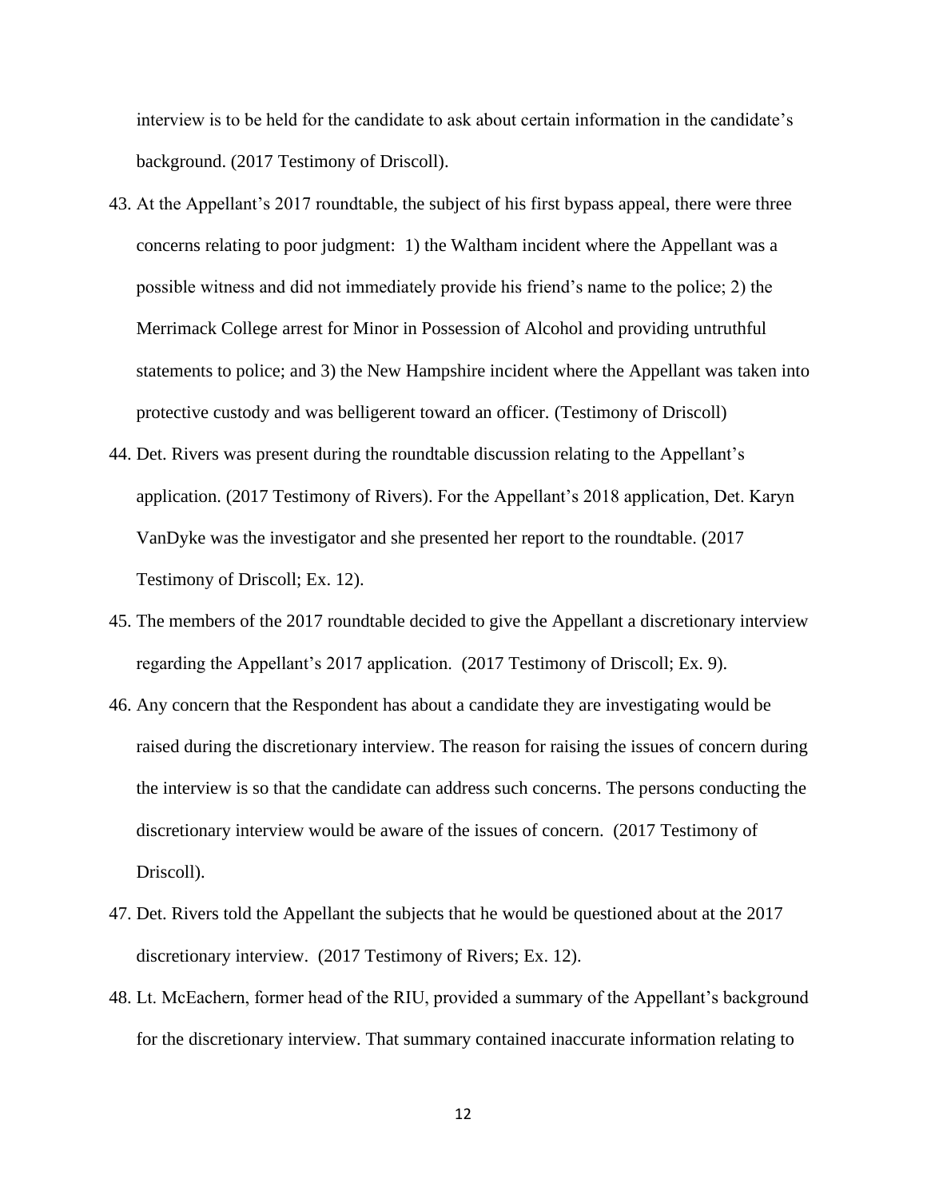interview is to be held for the candidate to ask about certain information in the candidate's background. (2017 Testimony of Driscoll).

43. At the Appellant's 2017 roundtable, the subject of his first bypass appeal, there were three concerns relating to poor judgment: 1) the Waltham incident where the Appellant was a possible witness and did not immediately provide his friend's name to the police; 2) the Merrimack College arrest for Minor in Possession of Alcohol and providing untruthful statements to police; and 3) the New Hampshire incident where the Appellant was taken into protective custody and was belligerent toward an officer. (Testimony of Driscoll)

44. Det. Rivers was present during the roundtable discussion relating to the Appellant's application. (2017 Testimony of Rivers). For the Appellant's 2018 application, Det. Karyn VanDyke was the investigator and she presented her report to the roundtable. (2017 Testimony of Driscoll; Ex. 12).

45. The members of the 2017 roundtable decided to give the Appellant a discretionary interview regarding the Appellant's 2017 application. (2017 Testimony of Driscoll; Ex. 9).

46. Any concern that the Respondent has about a candidate they are investigating would be raised during the discretionary interview. The reason for raising the issues of concern during the interview is so that the candidate can address such concerns. The persons conducting the discretionary interview would be aware of the issues of concern. (2017 Testimony of Driscoll).

47. Det. Rivers told the Appellant the subjects that he would be questioned about at the 2017 discretionary interview. (2017 Testimony of Rivers; Ex. 12).

48. Lt. McEachern, former head of the RIU, provided a summary of the Appellant's background for the discretionary interview. That summary contained inaccurate information relating to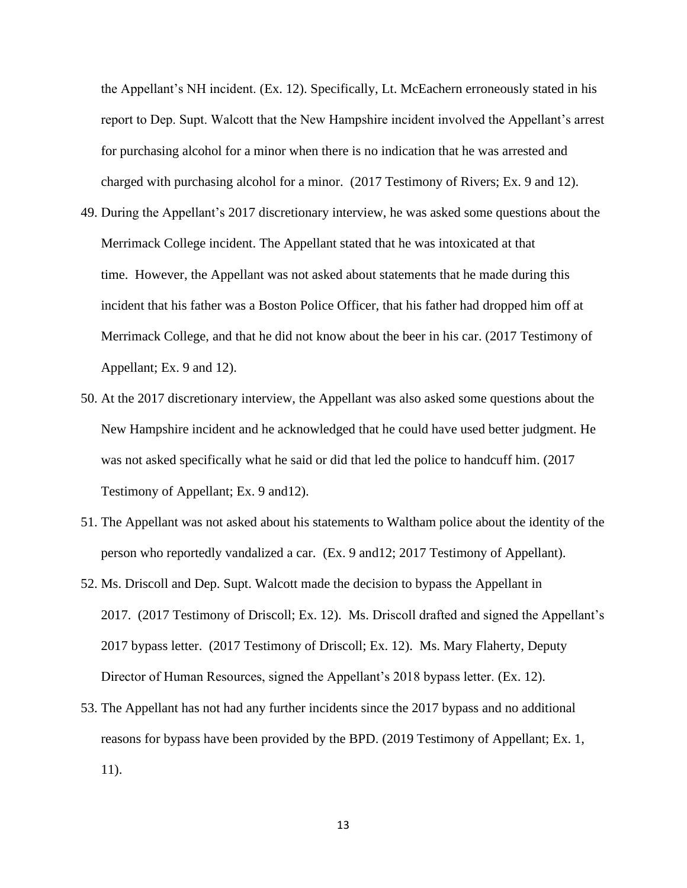the Appellant's NH incident. (Ex. 12). Specifically, Lt. McEachern erroneously stated in his report to Dep. Supt. Walcott that the New Hampshire incident involved the Appellant's arrest for purchasing alcohol for a minor when there is no indication that he was arrested and charged with purchasing alcohol for a minor. (2017 Testimony of Rivers; Ex. 9 and 12).

49. During the Appellant's 2017 discretionary interview, he was asked some questions about the Merrimack College incident. The Appellant stated that he was intoxicated at that time. However, the Appellant was not asked about statements that he made during this incident that his father was a Boston Police Officer, that his father had dropped him off at Merrimack College, and that he did not know about the beer in his car. (2017 Testimony of Appellant; Ex. 9 and 12).
50. At the 2017 discretionary interview, the Appellant was also asked some questions about the New Hampshire incident and he acknowledged that he could have used better judgment. He was not asked specifically what he said or did that led the police to handcuff him. (2017 Testimony of Appellant; Ex. 9 and12).
51. The Appellant was not asked about his statements to Waltham police about the identity of the person who reportedly vandalized a car. (Ex. 9 and12; 2017 Testimony of Appellant).
52. Ms. Driscoll and Dep. Supt. Walcott made the decision to bypass the Appellant in 2017. (2017 Testimony of Driscoll; Ex. 12). Ms. Driscoll drafted and signed the Appellant's 2017 bypass letter. (2017 Testimony of Driscoll; Ex. 12). Ms. Mary Flaherty, Deputy Director of Human Resources, signed the Appellant's 2018 bypass letter. (Ex. 12).
53. The Appellant has not had any further incidents since the 2017 bypass and no additional reasons for bypass have been provided by the BPD. (2019 Testimony of Appellant; Ex. 1, 11).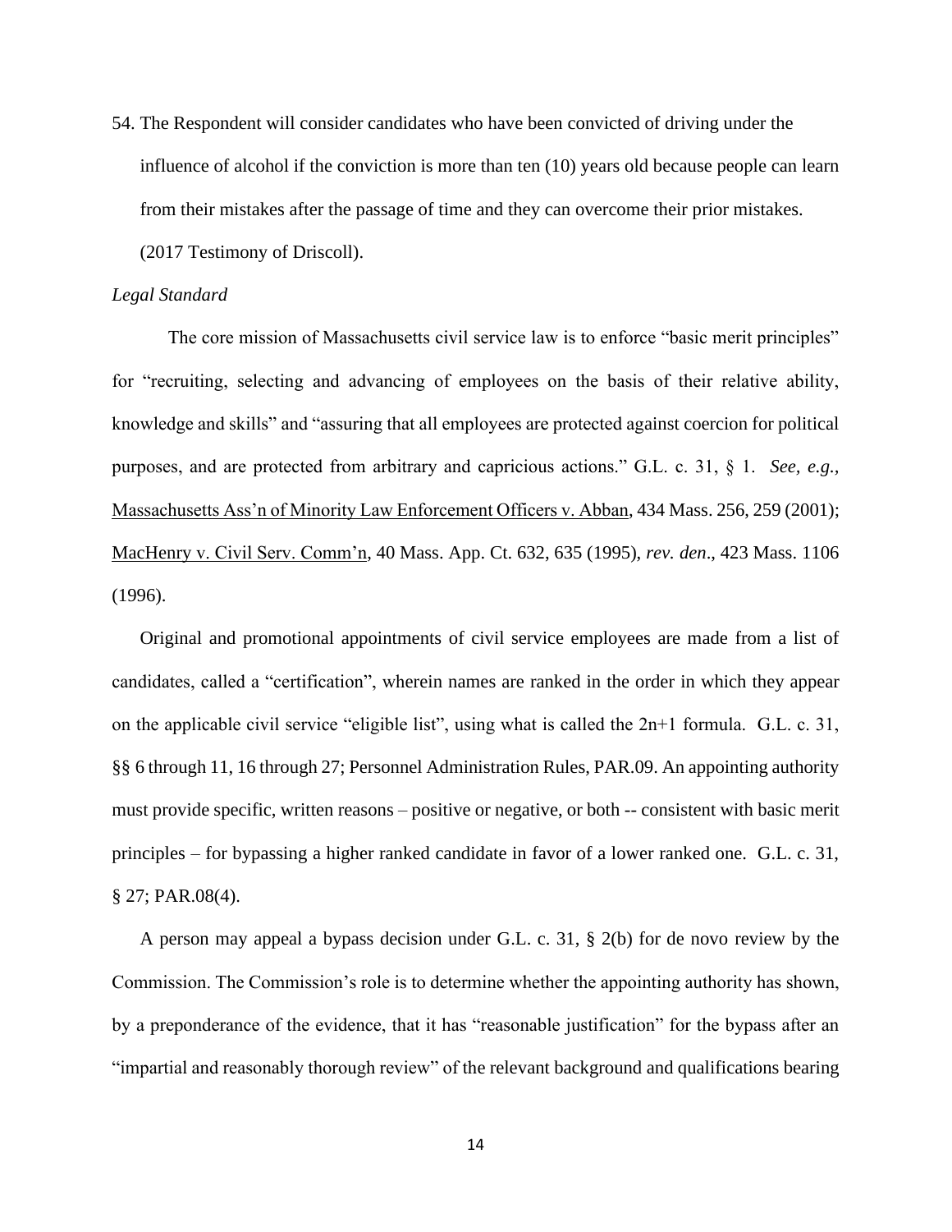54. The Respondent will consider candidates who have been convicted of driving under the influence of alcohol if the conviction is more than ten (10) years old because people can learn from their mistakes after the passage of time and they can overcome their prior mistakes. (2017 Testimony of Driscoll).

*Legal Standard*

The core mission of Massachusetts civil service law is to enforce "basic merit principles" for "recruiting, selecting and advancing of employees on the basis of their relative ability, knowledge and skills" and "assuring that all employees are protected against coercion for political purposes, and are protected from arbitrary and capricious actions." G.L. c. 31, § 1. *See, e.g.*, Massachusetts Ass'n of Minority Law Enforcement Officers v. Abban, 434 Mass. 256, 259 (2001); MacHenry v. Civil Serv. Comm'n, 40 Mass. App. Ct. 632, 635 (1995), *rev. den*., 423 Mass. 1106 (1996).

Original and promotional appointments of civil service employees are made from a list of candidates, called a "certification", wherein names are ranked in the order in which they appear on the applicable civil service "eligible list", using what is called the 2n+1 formula. G.L. c. 31, §§ 6 through 11, 16 through 27; Personnel Administration Rules, PAR.09. An appointing authority must provide specific, written reasons – positive or negative, or both -- consistent with basic merit principles – for bypassing a higher ranked candidate in favor of a lower ranked one. G.L. c. 31, § 27; PAR.08(4).

A person may appeal a bypass decision under G.L. c. 31, § 2(b) for de novo review by the Commission. The Commission's role is to determine whether the appointing authority has shown, by a preponderance of the evidence, that it has "reasonable justification" for the bypass after an "impartial and reasonably thorough review" of the relevant background and qualifications bearing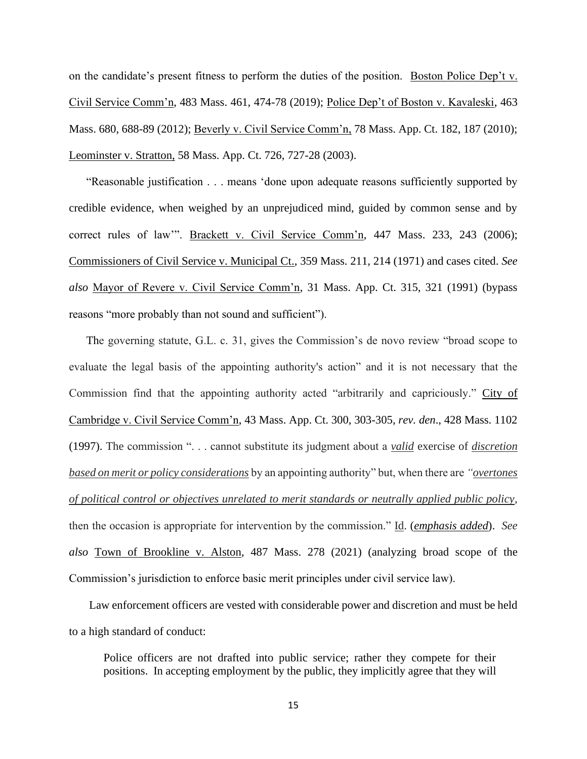on the candidate's present fitness to perform the duties of the position. Boston Police Dep't v. Civil Service Comm'n, 483 Mass. 461, 474-78 (2019); Police Dep't of Boston v. Kavaleski, 463 Mass. 680, 688-89 (2012); Beverly v. Civil Service Comm'n, 78 Mass. App. Ct. 182, 187 (2010); Leominster v. Stratton, 58 Mass. App. Ct. 726, 727-28 (2003).

"Reasonable justification . . . means 'done upon adequate reasons sufficiently supported by credible evidence, when weighed by an unprejudiced mind, guided by common sense and by correct rules of law'". Brackett v. Civil Service Comm'n, 447 Mass. 233, 243 (2006); Commissioners of Civil Service v. Municipal Ct., 359 Mass. 211, 214 (1971) and cases cited. *See also* Mayor of Revere v. Civil Service Comm'n, 31 Mass. App. Ct. 315, 321 (1991) (bypass reasons "more probably than not sound and sufficient").

The governing statute, G.L. c. 31, gives the Commission's de novo review "broad scope to evaluate the legal basis of the appointing authority's action" and it is not necessary that the Commission find that the appointing authority acted "arbitrarily and capriciously." City of Cambridge v. Civil Service Comm'n, 43 Mass. App. Ct. 300, 303-305, *rev. den*., 428 Mass. 1102 (1997). The commission ". . . cannot substitute its judgment about a ***valid*** exercise of ***discretion based on merit or policy considerations*** by an appointing authority" but, when there are *"**overtones of political control or objectives unrelated to merit standards or neutrally applied public policy***, then the occasion is appropriate for intervention by the commission." Id. (***emphasis added***). *See also* Town of Brookline v. Alston, 487 Mass. 278 (2021) (analyzing broad scope of the Commission's jurisdiction to enforce basic merit principles under civil service law).

Law enforcement officers are vested with considerable power and discretion and must be held to a high standard of conduct:

> Police officers are not drafted into public service; rather they compete for their positions. In accepting employment by the public, they implicitly agree that they will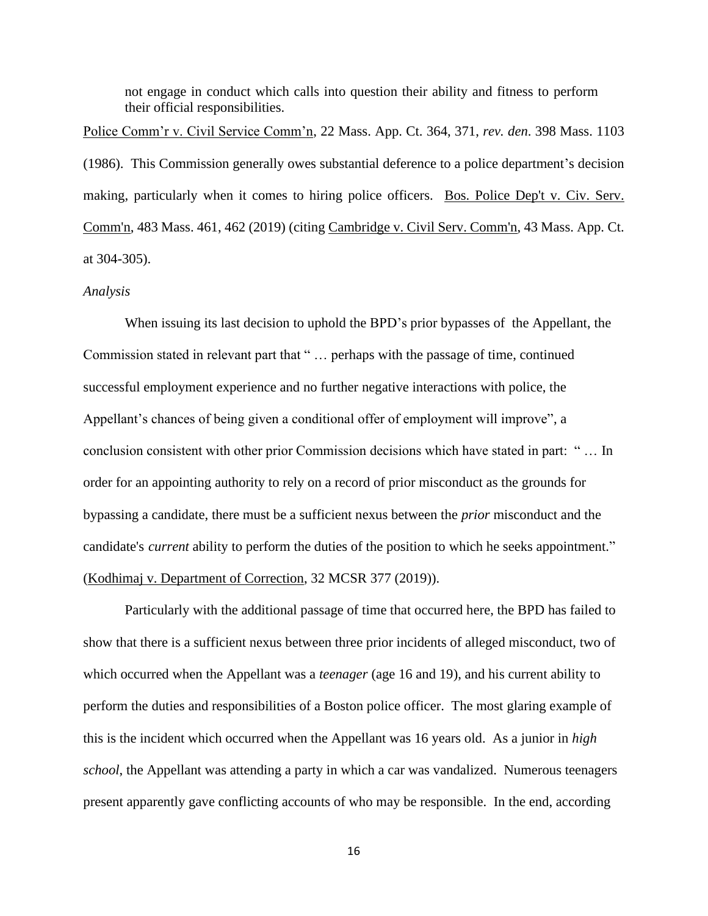not engage in conduct which calls into question their ability and fitness to perform their official responsibilities.

Police Comm'r v. Civil Service Comm'n, 22 Mass. App. Ct. 364, 371, *rev. den*. 398 Mass. 1103 (1986). This Commission generally owes substantial deference to a police department's decision making, particularly when it comes to hiring police officers. Bos. Police Dep't v. Civ. Serv. Comm'n, 483 Mass. 461, 462 (2019) (citing Cambridge v. Civil Serv. Comm'n, 43 Mass. App. Ct. at 304-305).

*Analysis*

When issuing its last decision to uphold the BPD's prior bypasses of the Appellant, the Commission stated in relevant part that " … perhaps with the passage of time, continued successful employment experience and no further negative interactions with police, the Appellant's chances of being given a conditional offer of employment will improve", a conclusion consistent with other prior Commission decisions which have stated in part: " … In order for an appointing authority to rely on a record of prior misconduct as the grounds for bypassing a candidate, there must be a sufficient nexus between the *prior* misconduct and the candidate's *current* ability to perform the duties of the position to which he seeks appointment." (Kodhimaj v. Department of Correction, 32 MCSR 377 (2019)).

Particularly with the additional passage of time that occurred here, the BPD has failed to show that there is a sufficient nexus between three prior incidents of alleged misconduct, two of which occurred when the Appellant was a *teenager* (age 16 and 19), and his current ability to perform the duties and responsibilities of a Boston police officer. The most glaring example of this is the incident which occurred when the Appellant was 16 years old. As a junior in *high school*, the Appellant was attending a party in which a car was vandalized. Numerous teenagers present apparently gave conflicting accounts of who may be responsible. In the end, according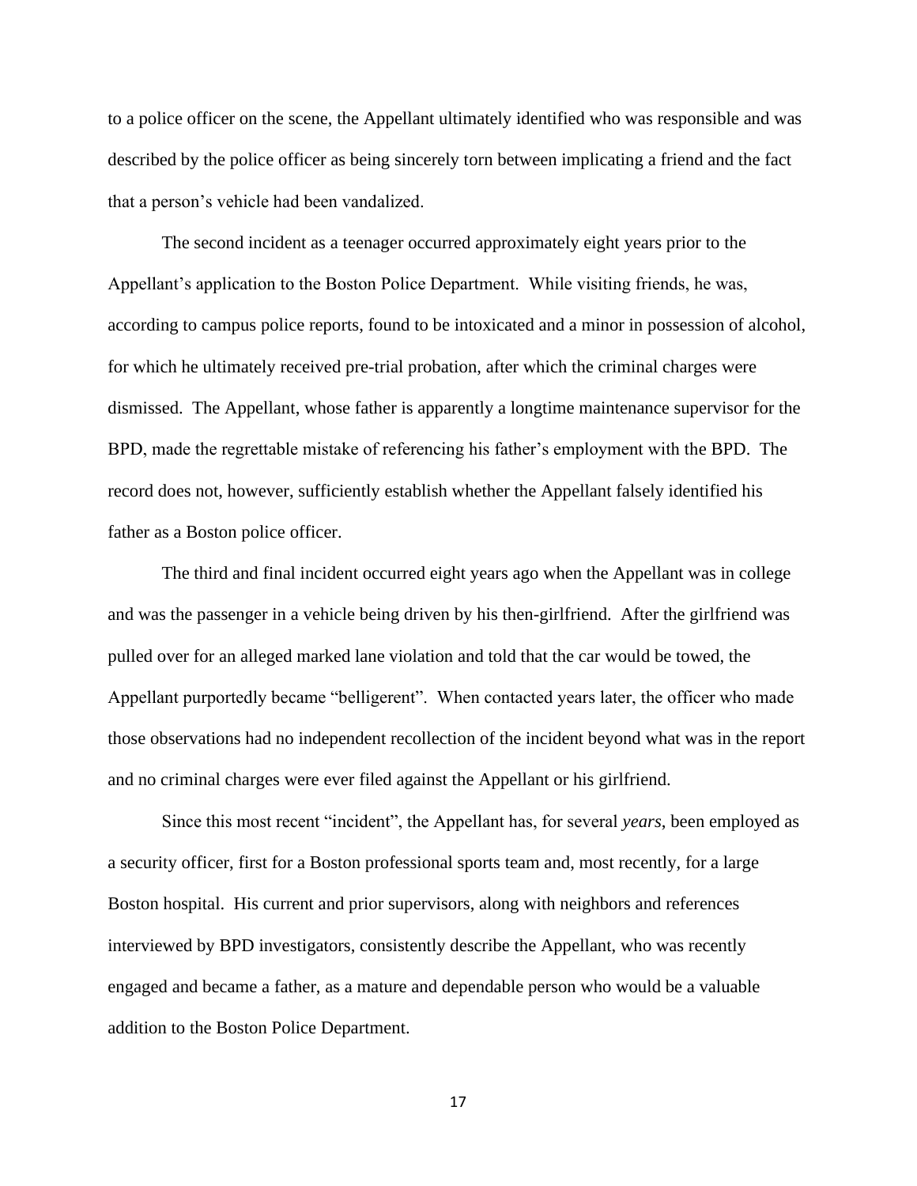to a police officer on the scene, the Appellant ultimately identified who was responsible and was described by the police officer as being sincerely torn between implicating a friend and the fact that a person's vehicle had been vandalized.

The second incident as a teenager occurred approximately eight years prior to the Appellant's application to the Boston Police Department. While visiting friends, he was, according to campus police reports, found to be intoxicated and a minor in possession of alcohol, for which he ultimately received pre-trial probation, after which the criminal charges were dismissed. The Appellant, whose father is apparently a longtime maintenance supervisor for the BPD, made the regrettable mistake of referencing his father's employment with the BPD. The record does not, however, sufficiently establish whether the Appellant falsely identified his father as a Boston police officer.

The third and final incident occurred eight years ago when the Appellant was in college and was the passenger in a vehicle being driven by his then-girlfriend. After the girlfriend was pulled over for an alleged marked lane violation and told that the car would be towed, the Appellant purportedly became "belligerent". When contacted years later, the officer who made those observations had no independent recollection of the incident beyond what was in the report and no criminal charges were ever filed against the Appellant or his girlfriend.

Since this most recent "incident", the Appellant has, for several *years*, been employed as a security officer, first for a Boston professional sports team and, most recently, for a large Boston hospital. His current and prior supervisors, along with neighbors and references interviewed by BPD investigators, consistently describe the Appellant, who was recently engaged and became a father, as a mature and dependable person who would be a valuable addition to the Boston Police Department.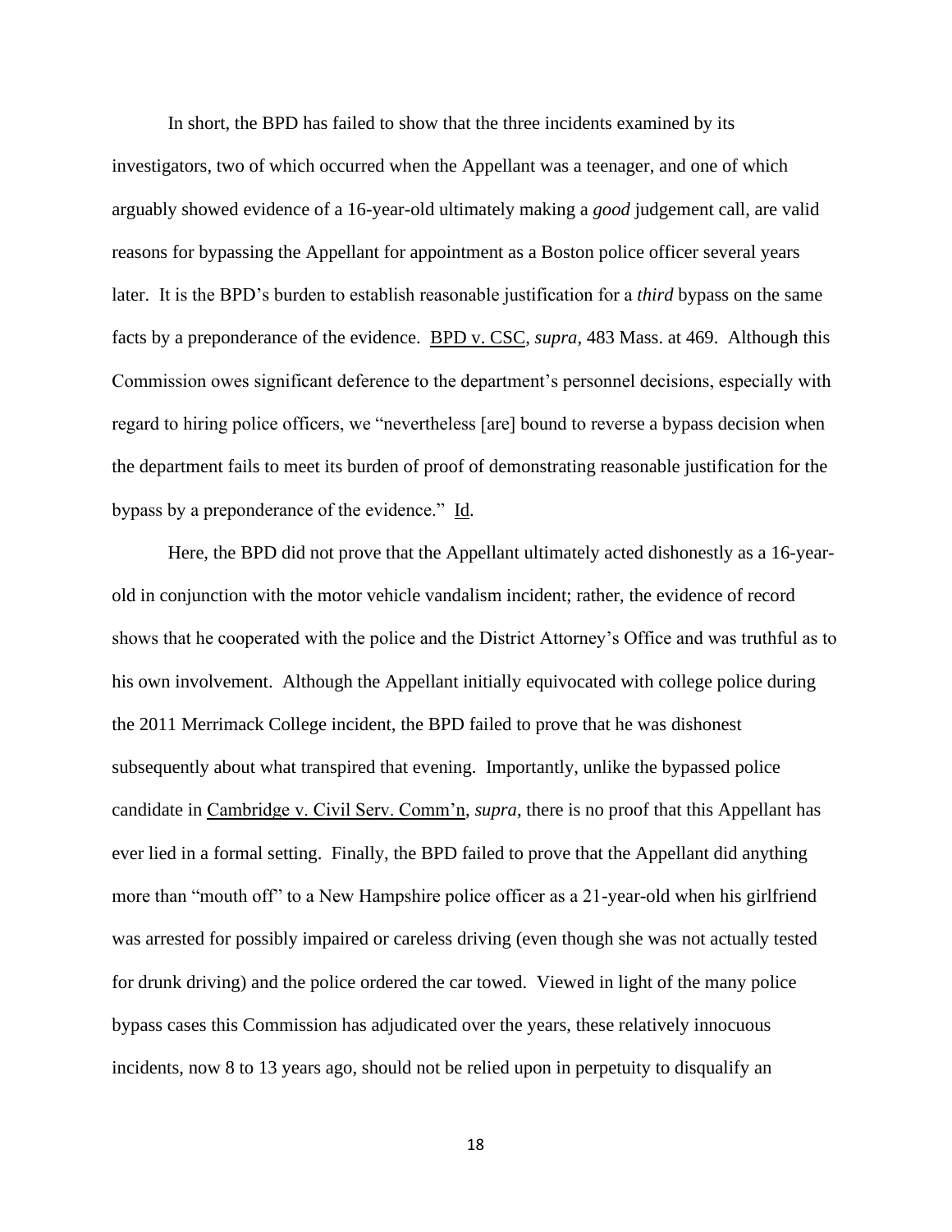In short, the BPD has failed to show that the three incidents examined by its investigators, two of which occurred when the Appellant was a teenager, and one of which arguably showed evidence of a 16-year-old ultimately making a *good* judgement call, are valid reasons for bypassing the Appellant for appointment as a Boston police officer several years later. It is the BPD's burden to establish reasonable justification for a *third* bypass on the same facts by a preponderance of the evidence. BPD v. CSC, *supra*, 483 Mass. at 469. Although this Commission owes significant deference to the department's personnel decisions, especially with regard to hiring police officers, we "nevertheless [are] bound to reverse a bypass decision when the department fails to meet its burden of proof of demonstrating reasonable justification for the bypass by a preponderance of the evidence." Id.

Here, the BPD did not prove that the Appellant ultimately acted dishonestly as a 16-year-old in conjunction with the motor vehicle vandalism incident; rather, the evidence of record shows that he cooperated with the police and the District Attorney's Office and was truthful as to his own involvement. Although the Appellant initially equivocated with college police during the 2011 Merrimack College incident, the BPD failed to prove that he was dishonest subsequently about what transpired that evening. Importantly, unlike the bypassed police candidate in Cambridge v. Civil Serv. Comm'n, *supra*, there is no proof that this Appellant has ever lied in a formal setting. Finally, the BPD failed to prove that the Appellant did anything more than "mouth off" to a New Hampshire police officer as a 21-year-old when his girlfriend was arrested for possibly impaired or careless driving (even though she was not actually tested for drunk driving) and the police ordered the car towed. Viewed in light of the many police bypass cases this Commission has adjudicated over the years, these relatively innocuous incidents, now 8 to 13 years ago, should not be relied upon in perpetuity to disqualify an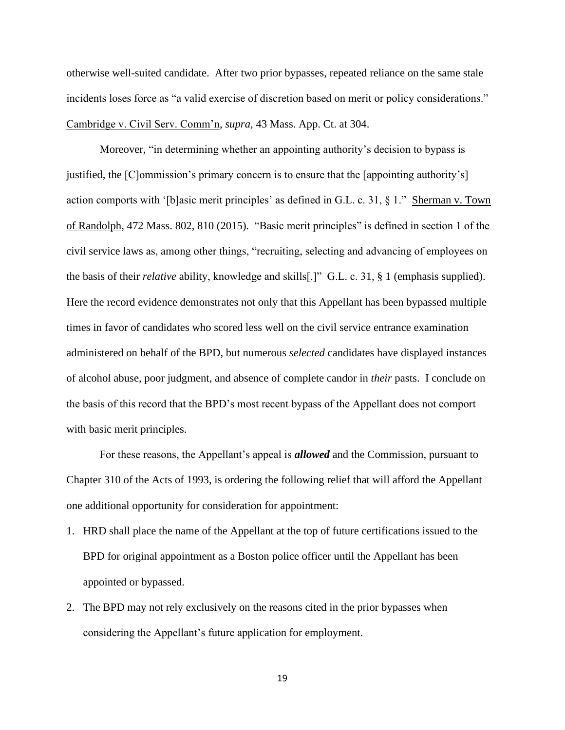otherwise well-suited candidate. After two prior bypasses, repeated reliance on the same stale incidents loses force as "a valid exercise of discretion based on merit or policy considerations." Cambridge v. Civil Serv. Comm'n, *supra*, 43 Mass. App. Ct. at 304.

Moreover, "in determining whether an appointing authority's decision to bypass is justified, the [C]ommission's primary concern is to ensure that the [appointing authority's] action comports with '[b]asic merit principles' as defined in G.L. c. 31, § 1." Sherman v. Town of Randolph, 472 Mass. 802, 810 (2015). "Basic merit principles" is defined in section 1 of the civil service laws as, among other things, "recruiting, selecting and advancing of employees on the basis of their *relative* ability, knowledge and skills[.]" G.L. c. 31, § 1 (emphasis supplied). Here the record evidence demonstrates not only that this Appellant has been bypassed multiple times in favor of candidates who scored less well on the civil service entrance examination administered on behalf of the BPD, but numerous *selected* candidates have displayed instances of alcohol abuse, poor judgment, and absence of complete candor in *their* pasts. I conclude on the basis of this record that the BPD's most recent bypass of the Appellant does not comport with basic merit principles.

For these reasons, the Appellant's appeal is ***allowed*** and the Commission, pursuant to Chapter 310 of the Acts of 1993, is ordering the following relief that will afford the Appellant one additional opportunity for consideration for appointment:

1. HRD shall place the name of the Appellant at the top of future certifications issued to the BPD for original appointment as a Boston police officer until the Appellant has been appointed or bypassed.
2. The BPD may not rely exclusively on the reasons cited in the prior bypasses when considering the Appellant's future application for employment.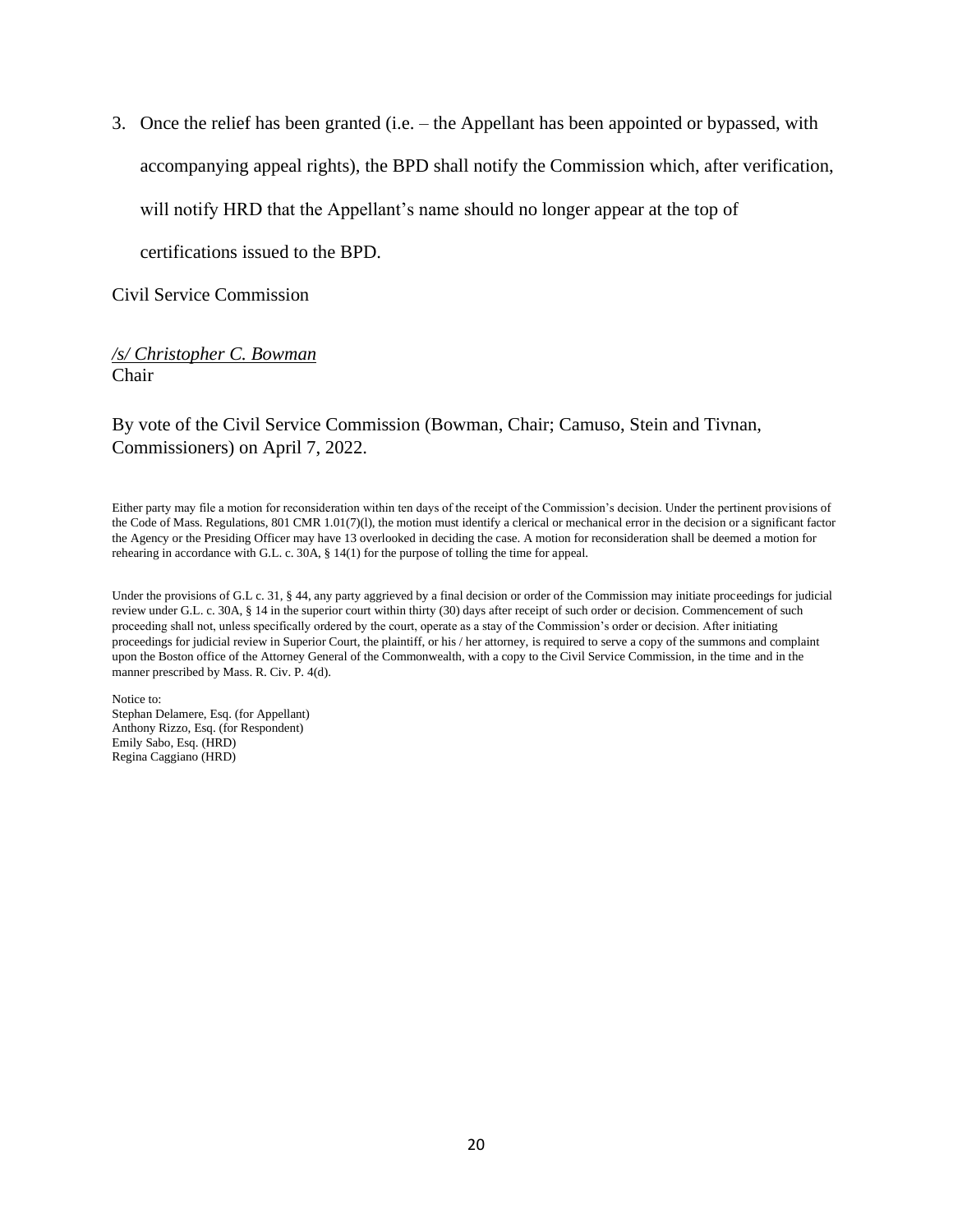3. Once the relief has been granted (i.e. – the Appellant has been appointed or bypassed, with accompanying appeal rights), the BPD shall notify the Commission which, after verification, will notify HRD that the Appellant's name should no longer appear at the top of certifications issued to the BPD.

Civil Service Commission

*/s/ Christopher C. Bowman*
Chair

By vote of the Civil Service Commission (Bowman, Chair; Camuso, Stein and Tivnan, Commissioners) on April 7, 2022.

Either party may file a motion for reconsideration within ten days of the receipt of the Commission's decision. Under the pertinent provisions of the Code of Mass. Regulations, 801 CMR 1.01(7)(l), the motion must identify a clerical or mechanical error in the decision or a significant factor the Agency or the Presiding Officer may have 13 overlooked in deciding the case. A motion for reconsideration shall be deemed a motion for rehearing in accordance with G.L. c. 30A, § 14(1) for the purpose of tolling the time for appeal.

Under the provisions of G.L c. 31, § 44, any party aggrieved by a final decision or order of the Commission may initiate proceedings for judicial review under G.L. c. 30A, § 14 in the superior court within thirty (30) days after receipt of such order or decision. Commencement of such proceeding shall not, unless specifically ordered by the court, operate as a stay of the Commission's order or decision. After initiating proceedings for judicial review in Superior Court, the plaintiff, or his / her attorney, is required to serve a copy of the summons and complaint upon the Boston office of the Attorney General of the Commonwealth, with a copy to the Civil Service Commission, in the time and in the manner prescribed by Mass. R. Civ. P. 4(d).

Notice to:
Stephan Delamere, Esq. (for Appellant)
Anthony Rizzo, Esq. (for Respondent)
Emily Sabo, Esq. (HRD)
Regina Caggiano (HRD)